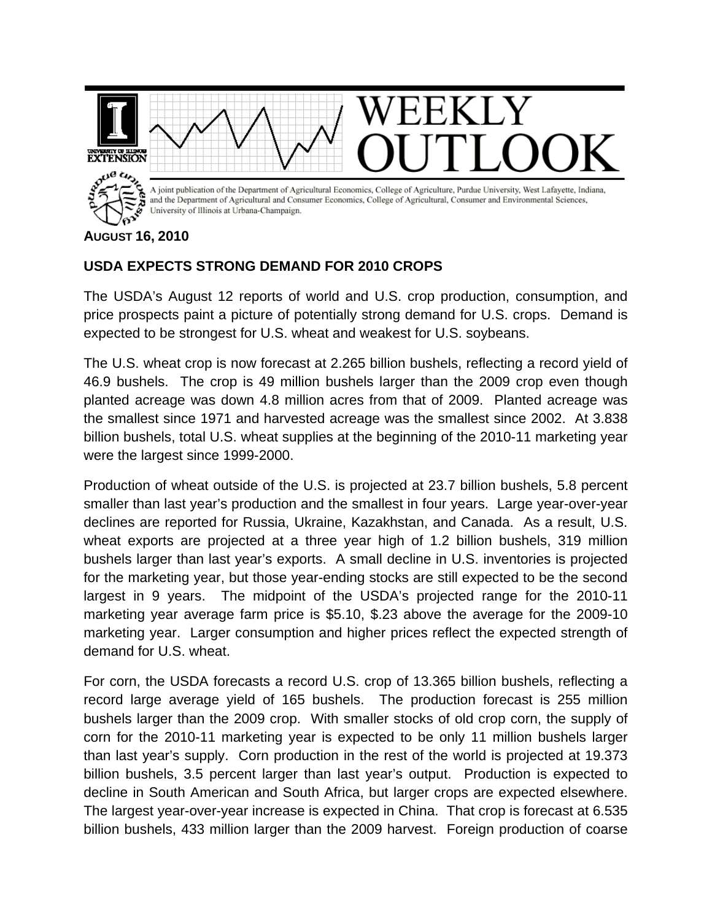# WEEKLY OUTLOOK

A joint publication of the Department of Agricultural Economics, College of Agriculture, Purdue University, West Lafayette, Indiana, and the Department of Agricultural and Consumer Economics, College of Agricultural, Consumer and Environmental Sciences, University of Illinois at Urbana-Champaign.

**AUGUST 16, 2010**

## USDA EXPECTS STRONG DEMAND FOR 2010 CROPS

The USDA's August 12 reports of world and U.S. crop production, consumption, and price prospects paint a picture of potentially strong demand for U.S. crops. Demand is expected to be strongest for U.S. wheat and weakest for U.S. soybeans.

The U.S. wheat crop is now forecast at 2.265 billion bushels, reflecting a record yield of 46.9 bushels. The crop is 49 million bushels larger than the 2009 crop even though planted acreage was down 4.8 million acres from that of 2009. Planted acreage was the smallest since 1971 and harvested acreage was the smallest since 2002. At 3.838 billion bushels, total U.S. wheat supplies at the beginning of the 2010-11 marketing year were the largest since 1999-2000.

Production of wheat outside of the U.S. is projected at 23.7 billion bushels, 5.8 percent smaller than last year's production and the smallest in four years. Large year-over-year declines are reported for Russia, Ukraine, Kazakhstan, and Canada. As a result, U.S. wheat exports are projected at a three year high of 1.2 billion bushels, 319 million bushels larger than last year's exports. A small decline in U.S. inventories is projected for the marketing year, but those year-ending stocks are still expected to be the second largest in 9 years. The midpoint of the USDA's projected range for the 2010-11 marketing year average farm price is $5.10, $.23 above the average for the 2009-10 marketing year. Larger consumption and higher prices reflect the expected strength of demand for U.S. wheat.

For corn, the USDA forecasts a record U.S. crop of 13.365 billion bushels, reflecting a record large average yield of 165 bushels. The production forecast is 255 million bushels larger than the 2009 crop. With smaller stocks of old crop corn, the supply of corn for the 2010-11 marketing year is expected to be only 11 million bushels larger than last year's supply. Corn production in the rest of the world is projected at 19.373 billion bushels, 3.5 percent larger than last year's output. Production is expected to decline in South American and South Africa, but larger crops are expected elsewhere. The largest year-over-year increase is expected in China. That crop is forecast at 6.535 billion bushels, 433 million larger than the 2009 harvest. Foreign production of coarse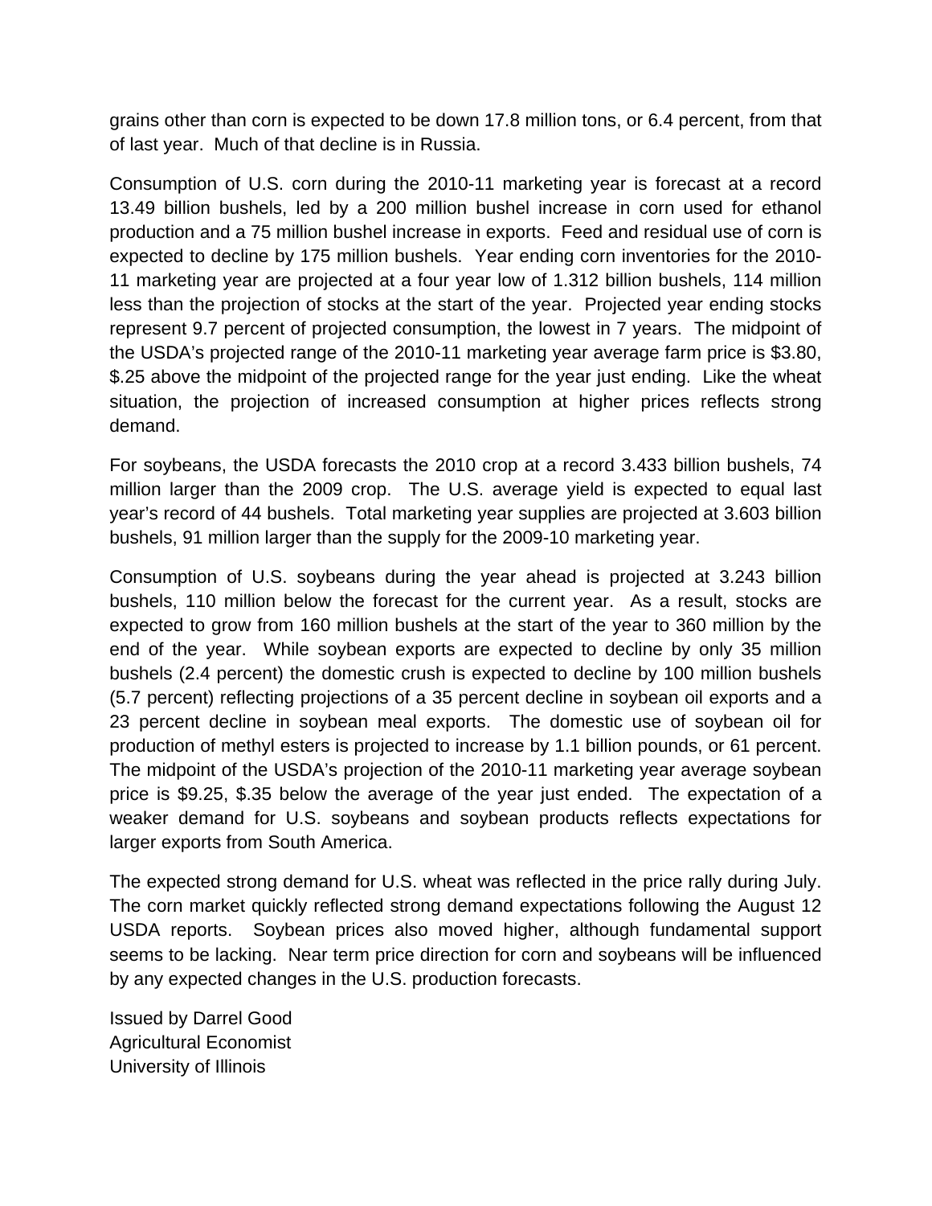grains other than corn is expected to be down 17.8 million tons, or 6.4 percent, from that of last year. Much of that decline is in Russia.

Consumption of U.S. corn during the 2010-11 marketing year is forecast at a record 13.49 billion bushels, led by a 200 million bushel increase in corn used for ethanol production and a 75 million bushel increase in exports. Feed and residual use of corn is expected to decline by 175 million bushels. Year ending corn inventories for the 2010-11 marketing year are projected at a four year low of 1.312 billion bushels, 114 million less than the projection of stocks at the start of the year. Projected year ending stocks represent 9.7 percent of projected consumption, the lowest in 7 years. The midpoint of the USDA's projected range of the 2010-11 marketing year average farm price is $3.80, $.25 above the midpoint of the projected range for the year just ending. Like the wheat situation, the projection of increased consumption at higher prices reflects strong demand.

For soybeans, the USDA forecasts the 2010 crop at a record 3.433 billion bushels, 74 million larger than the 2009 crop. The U.S. average yield is expected to equal last year's record of 44 bushels. Total marketing year supplies are projected at 3.603 billion bushels, 91 million larger than the supply for the 2009-10 marketing year.

Consumption of U.S. soybeans during the year ahead is projected at 3.243 billion bushels, 110 million below the forecast for the current year. As a result, stocks are expected to grow from 160 million bushels at the start of the year to 360 million by the end of the year. While soybean exports are expected to decline by only 35 million bushels (2.4 percent) the domestic crush is expected to decline by 100 million bushels (5.7 percent) reflecting projections of a 35 percent decline in soybean oil exports and a 23 percent decline in soybean meal exports. The domestic use of soybean oil for production of methyl esters is projected to increase by 1.1 billion pounds, or 61 percent. The midpoint of the USDA's projection of the 2010-11 marketing year average soybean price is $9.25, $.35 below the average of the year just ended. The expectation of a weaker demand for U.S. soybeans and soybean products reflects expectations for larger exports from South America.

The expected strong demand for U.S. wheat was reflected in the price rally during July. The corn market quickly reflected strong demand expectations following the August 12 USDA reports. Soybean prices also moved higher, although fundamental support seems to be lacking. Near term price direction for corn and soybeans will be influenced by any expected changes in the U.S. production forecasts.

Issued by Darrel Good  
Agricultural Economist  
University of Illinois